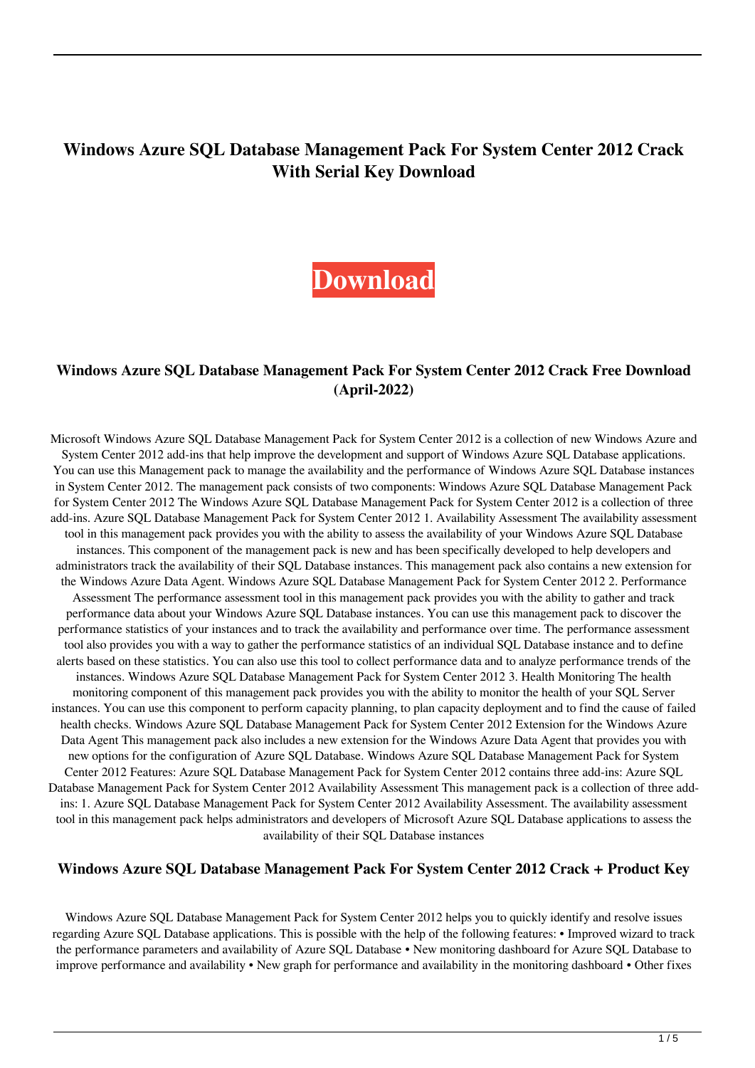# Windows Azure SQL Database Management Pack For System Center 2012 Crack With Serial Key Download

**Download**

## Windows Azure SQL Database Management Pack For System Center 2012 Crack Free Download (April-2022)

Microsoft Windows Azure SQL Database Management Pack for System Center 2012 is a collection of new Windows Azure and System Center 2012 add-ins that help improve the development and support of Windows Azure SQL Database applications. You can use this Management pack to manage the availability and the performance of Windows Azure SQL Database instances in System Center 2012. The management pack consists of two components: Windows Azure SQL Database Management Pack for System Center 2012 The Windows Azure SQL Database Management Pack for System Center 2012 is a collection of three add-ins. Azure SQL Database Management Pack for System Center 2012 1. Availability Assessment The availability assessment tool in this management pack provides you with the ability to assess the availability of your Windows Azure SQL Database instances. This component of the management pack is new and has been specifically developed to help developers and administrators track the availability of their SQL Database instances. This management pack also contains a new extension for the Windows Azure Data Agent. Windows Azure SQL Database Management Pack for System Center 2012 2. Performance Assessment The performance assessment tool in this management pack provides you with the ability to gather and track performance data about your Windows Azure SQL Database instances. You can use this management pack to discover the performance statistics of your instances and to track the availability and performance over time. The performance assessment tool also provides you with a way to gather the performance statistics of an individual SQL Database instance and to define alerts based on these statistics. You can also use this tool to collect performance data and to analyze performance trends of the instances. Windows Azure SQL Database Management Pack for System Center 2012 3. Health Monitoring The health monitoring component of this management pack provides you with the ability to monitor the health of your SQL Server instances. You can use this component to perform capacity planning, to plan capacity deployment and to find the cause of failed health checks. Windows Azure SQL Database Management Pack for System Center 2012 Extension for the Windows Azure Data Agent This management pack also includes a new extension for the Windows Azure Data Agent that provides you with new options for the configuration of Azure SQL Database. Windows Azure SQL Database Management Pack for System Center 2012 Features: Azure SQL Database Management Pack for System Center 2012 contains three add-ins: Azure SQL Database Management Pack for System Center 2012 Availability Assessment This management pack is a collection of three add-ins: 1. Azure SQL Database Management Pack for System Center 2012 Availability Assessment. The availability assessment tool in this management pack helps administrators and developers of Microsoft Azure SQL Database applications to assess the availability of their SQL Database instances

## Windows Azure SQL Database Management Pack For System Center 2012 Crack + Product Key

Windows Azure SQL Database Management Pack for System Center 2012 helps you to quickly identify and resolve issues regarding Azure SQL Database applications. This is possible with the help of the following features: • Improved wizard to track the performance parameters and availability of Azure SQL Database • New monitoring dashboard for Azure SQL Database to improve performance and availability • New graph for performance and availability in the monitoring dashboard • Other fixes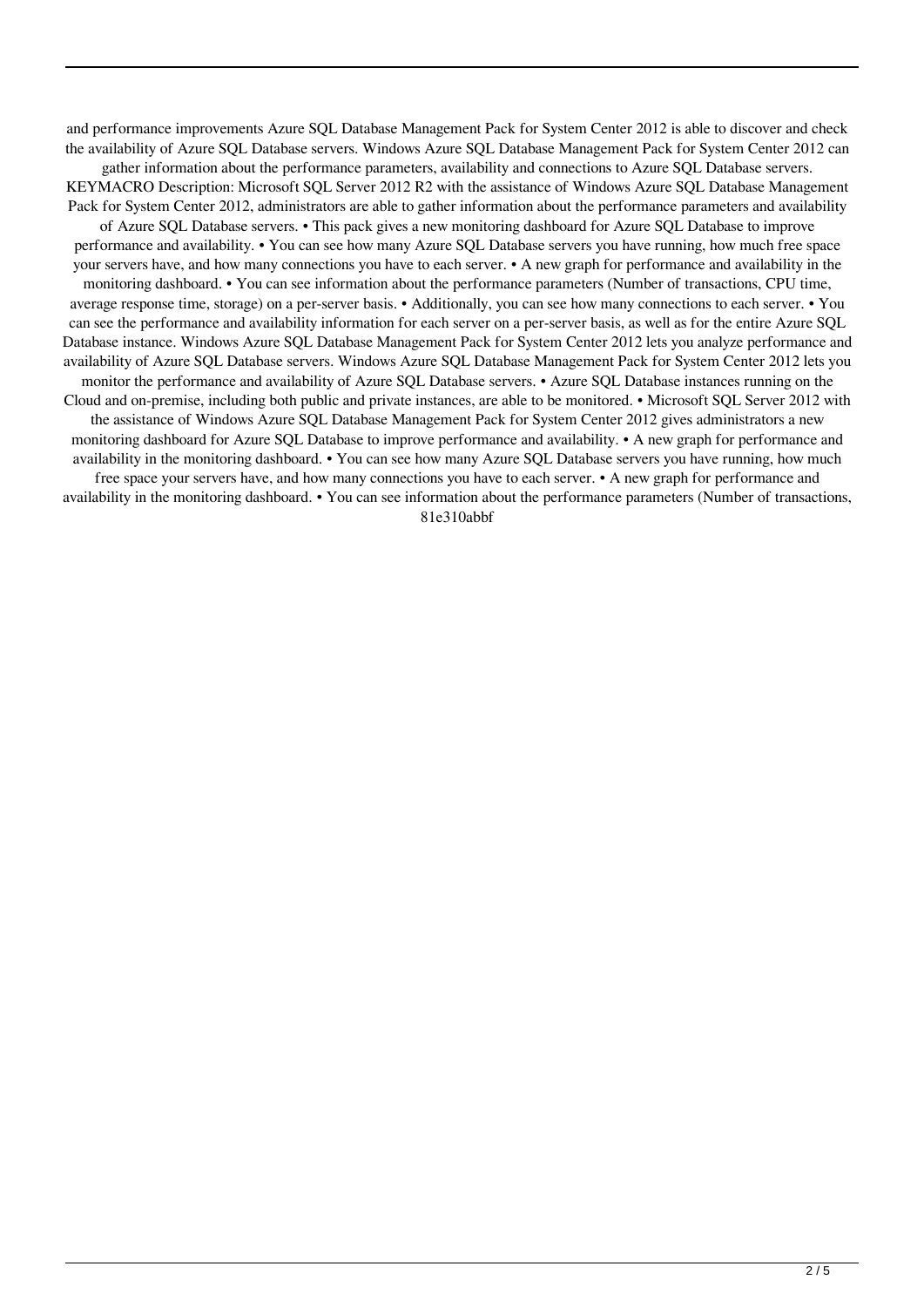and performance improvements Azure SQL Database Management Pack for System Center 2012 is able to discover and check the availability of Azure SQL Database servers. Windows Azure SQL Database Management Pack for System Center 2012 can gather information about the performance parameters, availability and connections to Azure SQL Database servers. KEYMACRO Description: Microsoft SQL Server 2012 R2 with the assistance of Windows Azure SQL Database Management Pack for System Center 2012, administrators are able to gather information about the performance parameters and availability of Azure SQL Database servers. • This pack gives a new monitoring dashboard for Azure SQL Database to improve performance and availability. • You can see how many Azure SQL Database servers you have running, how much free space your servers have, and how many connections you have to each server. • A new graph for performance and availability in the monitoring dashboard. • You can see information about the performance parameters (Number of transactions, CPU time, average response time, storage) on a per-server basis. • Additionally, you can see how many connections to each server. • You can see the performance and availability information for each server on a per-server basis, as well as for the entire Azure SQL Database instance. Windows Azure SQL Database Management Pack for System Center 2012 lets you analyze performance and availability of Azure SQL Database servers. Windows Azure SQL Database Management Pack for System Center 2012 lets you monitor the performance and availability of Azure SQL Database servers. • Azure SQL Database instances running on the Cloud and on-premise, including both public and private instances, are able to be monitored. • Microsoft SQL Server 2012 with the assistance of Windows Azure SQL Database Management Pack for System Center 2012 gives administrators a new monitoring dashboard for Azure SQL Database to improve performance and availability. • A new graph for performance and availability in the monitoring dashboard. • You can see how many Azure SQL Database servers you have running, how much free space your servers have, and how many connections you have to each server. • A new graph for performance and availability in the monitoring dashboard. • You can see information about the performance parameters (Number of transactions, 81e310abbf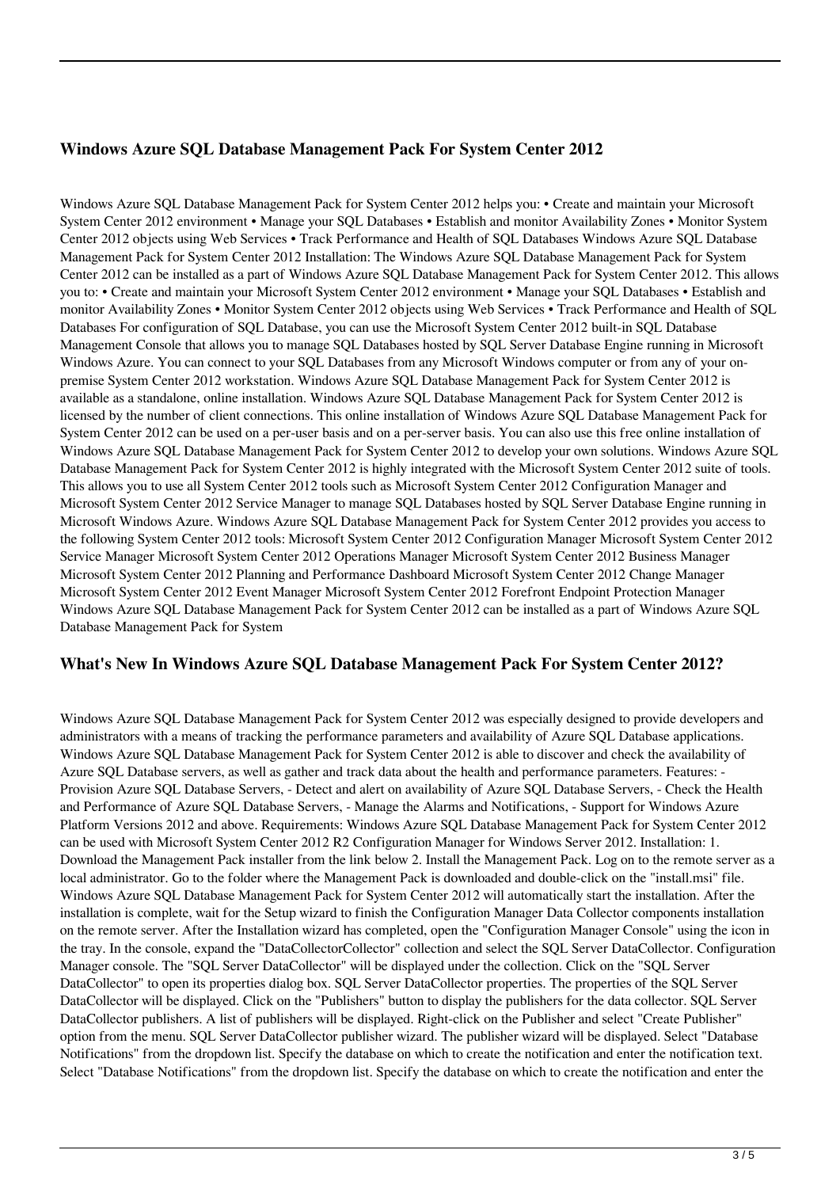### Windows Azure SQL Database Management Pack For System Center 2012

Windows Azure SQL Database Management Pack for System Center 2012 helps you: • Create and maintain your Microsoft System Center 2012 environment • Manage your SQL Databases • Establish and monitor Availability Zones • Monitor System Center 2012 objects using Web Services • Track Performance and Health of SQL Databases Windows Azure SQL Database Management Pack for System Center 2012 Installation: The Windows Azure SQL Database Management Pack for System Center 2012 can be installed as a part of Windows Azure SQL Database Management Pack for System Center 2012. This allows you to: • Create and maintain your Microsoft System Center 2012 environment • Manage your SQL Databases • Establish and monitor Availability Zones • Monitor System Center 2012 objects using Web Services • Track Performance and Health of SQL Databases For configuration of SQL Database, you can use the Microsoft System Center 2012 built-in SQL Database Management Console that allows you to manage SQL Databases hosted by SQL Server Database Engine running in Microsoft Windows Azure. You can connect to your SQL Databases from any Microsoft Windows computer or from any of your on-premise System Center 2012 workstation. Windows Azure SQL Database Management Pack for System Center 2012 is available as a standalone, online installation. Windows Azure SQL Database Management Pack for System Center 2012 is licensed by the number of client connections. This online installation of Windows Azure SQL Database Management Pack for System Center 2012 can be used on a per-user basis and on a per-server basis. You can also use this free online installation of Windows Azure SQL Database Management Pack for System Center 2012 to develop your own solutions. Windows Azure SQL Database Management Pack for System Center 2012 is highly integrated with the Microsoft System Center 2012 suite of tools. This allows you to use all System Center 2012 tools such as Microsoft System Center 2012 Configuration Manager and Microsoft System Center 2012 Service Manager to manage SQL Databases hosted by SQL Server Database Engine running in Microsoft Windows Azure. Windows Azure SQL Database Management Pack for System Center 2012 provides you access to the following System Center 2012 tools: Microsoft System Center 2012 Configuration Manager Microsoft System Center 2012 Service Manager Microsoft System Center 2012 Operations Manager Microsoft System Center 2012 Business Manager Microsoft System Center 2012 Planning and Performance Dashboard Microsoft System Center 2012 Change Manager Microsoft System Center 2012 Event Manager Microsoft System Center 2012 Forefront Endpoint Protection Manager Windows Azure SQL Database Management Pack for System Center 2012 can be installed as a part of Windows Azure SQL Database Management Pack for System

### What's New In Windows Azure SQL Database Management Pack For System Center 2012?

Windows Azure SQL Database Management Pack for System Center 2012 was especially designed to provide developers and administrators with a means of tracking the performance parameters and availability of Azure SQL Database applications. Windows Azure SQL Database Management Pack for System Center 2012 is able to discover and check the availability of Azure SQL Database servers, as well as gather and track data about the health and performance parameters. Features: - Provision Azure SQL Database Servers, - Detect and alert on availability of Azure SQL Database Servers, - Check the Health and Performance of Azure SQL Database Servers, - Manage the Alarms and Notifications, - Support for Windows Azure Platform Versions 2012 and above. Requirements: Windows Azure SQL Database Management Pack for System Center 2012 can be used with Microsoft System Center 2012 R2 Configuration Manager for Windows Server 2012. Installation: 1. Download the Management Pack installer from the link below 2. Install the Management Pack. Log on to the remote server as a local administrator. Go to the folder where the Management Pack is downloaded and double-click on the "install.msi" file. Windows Azure SQL Database Management Pack for System Center 2012 will automatically start the installation. After the installation is complete, wait for the Setup wizard to finish the Configuration Manager Data Collector components installation on the remote server. After the Installation wizard has completed, open the "Configuration Manager Console" using the icon in the tray. In the console, expand the "DataCollectorCollector" collection and select the SQL Server DataCollector. Configuration Manager console. The "SQL Server DataCollector" will be displayed under the collection. Click on the "SQL Server DataCollector" to open its properties dialog box. SQL Server DataCollector properties. The properties of the SQL Server DataCollector will be displayed. Click on the "Publishers" button to display the publishers for the data collector. SQL Server DataCollector publishers. A list of publishers will be displayed. Right-click on the Publisher and select "Create Publisher" option from the menu. SQL Server DataCollector publisher wizard. The publisher wizard will be displayed. Select "Database Notifications" from the dropdown list. Specify the database on which to create the notification and enter the notification text. Select "Database Notifications" from the dropdown list. Specify the database on which to create the notification and enter the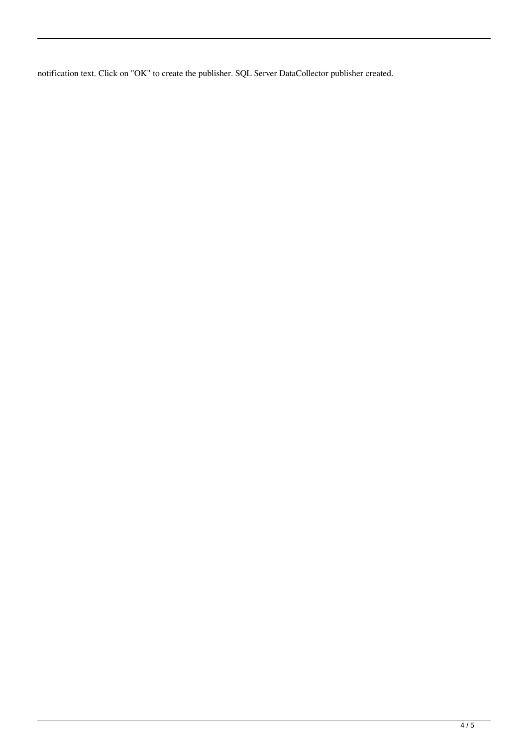notification text. Click on "OK" to create the publisher. SQL Server DataCollector publisher created.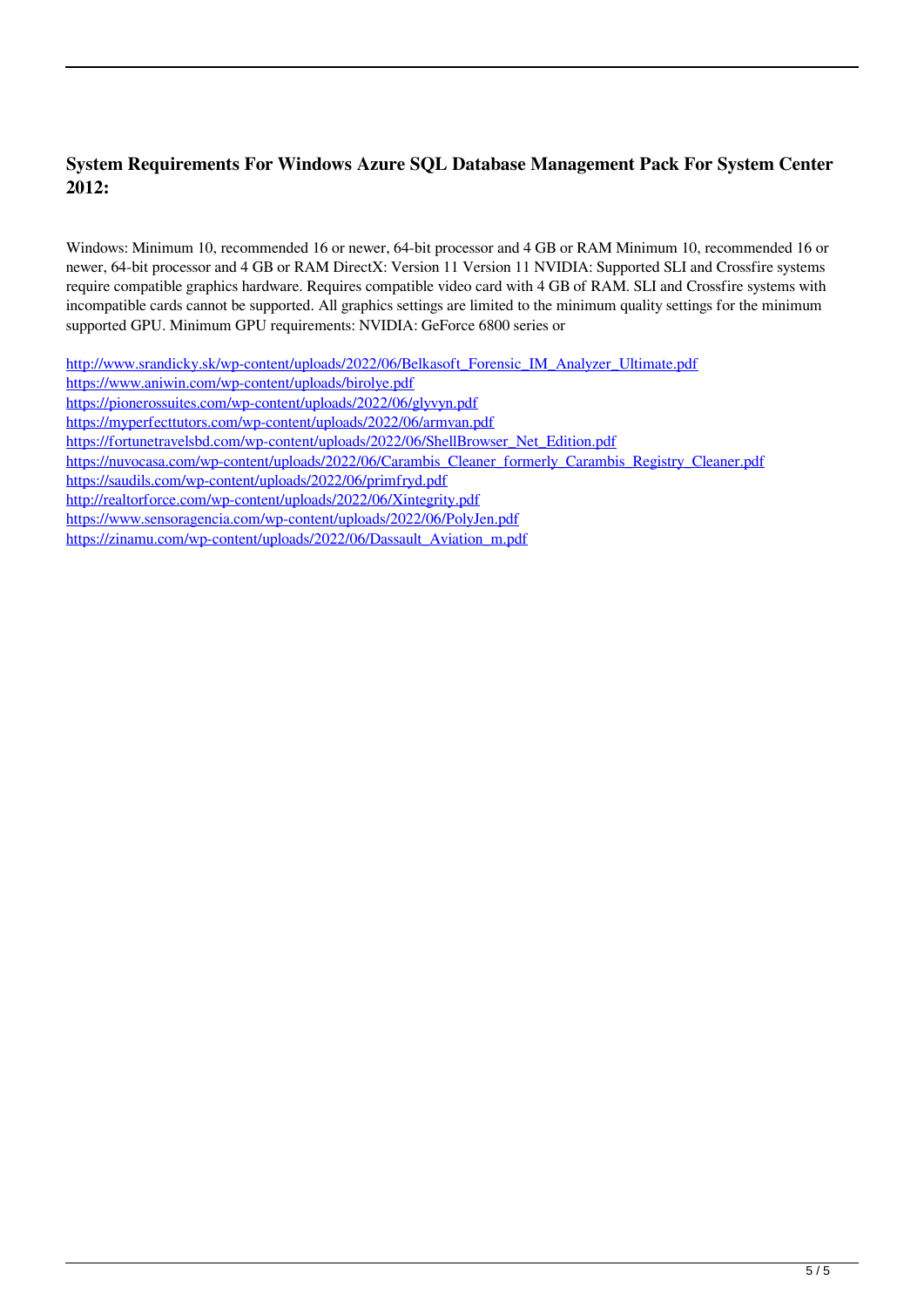## System Requirements For Windows Azure SQL Database Management Pack For System Center 2012:

Windows: Minimum 10, recommended 16 or newer, 64-bit processor and 4 GB or RAM Minimum 10, recommended 16 or newer, 64-bit processor and 4 GB or RAM DirectX: Version 11 Version 11 NVIDIA: Supported SLI and Crossfire systems require compatible graphics hardware. Requires compatible video card with 4 GB of RAM. SLI and Crossfire systems with incompatible cards cannot be supported. All graphics settings are limited to the minimum quality settings for the minimum supported GPU. Minimum GPU requirements: NVIDIA: GeForce 6800 series or

http://www.srandicky.sk/wp-content/uploads/2022/06/Belkasoft_Forensic_IM_Analyzer_Ultimate.pdf
https://www.aniwin.com/wp-content/uploads/birolye.pdf
https://pionerossuites.com/wp-content/uploads/2022/06/glyvyn.pdf
https://myperfecttutors.com/wp-content/uploads/2022/06/armvan.pdf
https://fortunetravelsbd.com/wp-content/uploads/2022/06/ShellBrowser_Net_Edition.pdf
https://nuvocasa.com/wp-content/uploads/2022/06/Carambis_Cleaner_formerly_Carambis_Registry_Cleaner.pdf
https://saudils.com/wp-content/uploads/2022/06/primfryd.pdf
http://realtorforce.com/wp-content/uploads/2022/06/Xintegrity.pdf
https://www.sensoragencia.com/wp-content/uploads/2022/06/PolyJen.pdf
https://zinamu.com/wp-content/uploads/2022/06/Dassault_Aviation_m.pdf